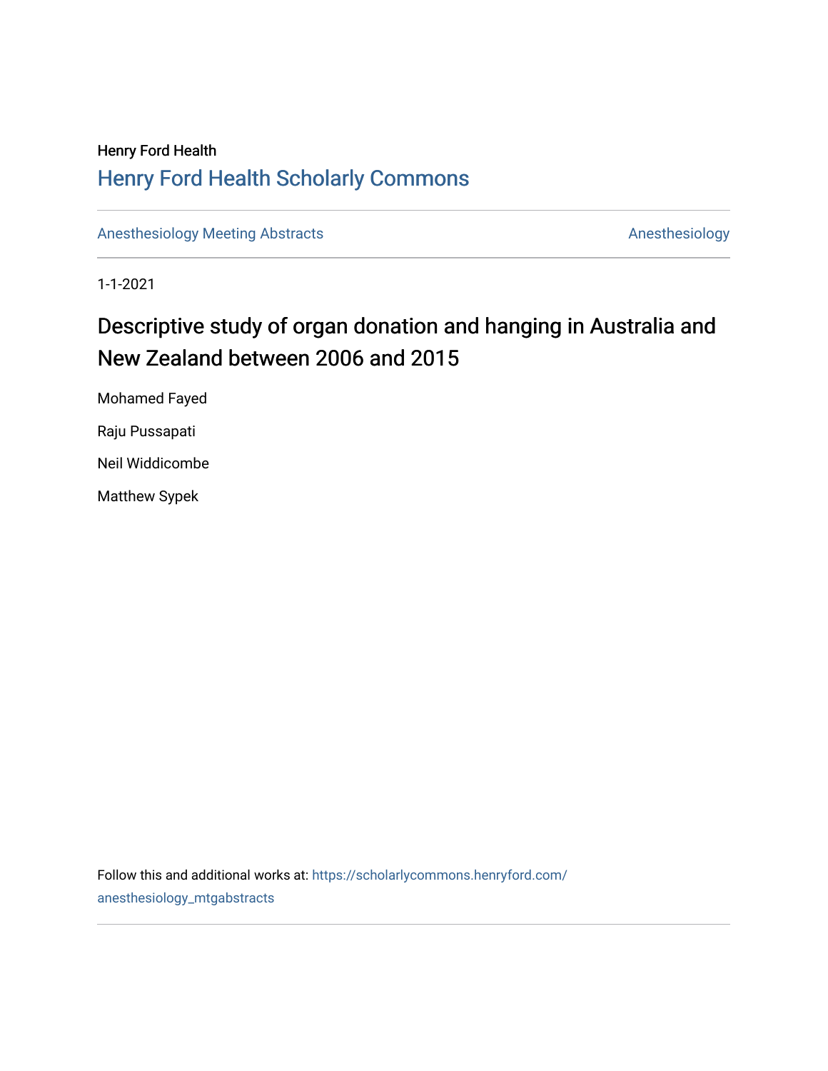Henry Ford Health

# Henry Ford Health Scholarly Commons

Anesthesiology Meeting Abstracts | Anesthesiology

1-1-2021

## Descriptive study of organ donation and hanging in Australia and New Zealand between 2006 and 2015

Mohamed Fayed

Raju Pussapati

Neil Widdicombe

Matthew Sypek

Follow this and additional works at: https://scholarlycommons.henryford.com/anesthesiology_mtgabstracts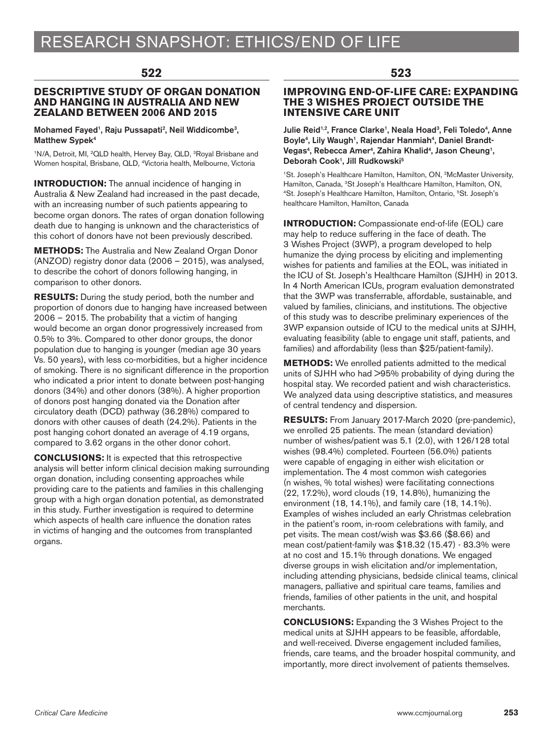# RESEARCH SNAPSHOT: ETHICS/END OF LIFE

## 522

### DESCRIPTIVE STUDY OF ORGAN DONATION AND HANGING IN AUSTRALIA AND NEW ZEALAND BETWEEN 2006 AND 2015

**Mohamed Fayed[1], Raju Pussapati[2], Neil Widdicombe[3], Matthew Sypek[4]**

[1]N/A, Detroit, MI, [2]QLD health, Hervey Bay, QLD, [3]Royal Brisbane and Women hospital, Brisbane, QLD, [4]Victoria health, Melbourne, Victoria

**INTRODUCTION:** The annual incidence of hanging in Australia & New Zealand had increased in the past decade, with an increasing number of such patients appearing to become organ donors. The rates of organ donation following death due to hanging is unknown and the characteristics of this cohort of donors have not been previously described.

**METHODS:** The Australia and New Zealand Organ Donor (ANZOD) registry donor data (2006 – 2015), was analysed, to describe the cohort of donors following hanging, in comparison to other donors.

**RESULTS:** During the study period, both the number and proportion of donors due to hanging have increased between 2006 – 2015. The probability that a victim of hanging would become an organ donor progressively increased from 0.5% to 3%. Compared to other donor groups, the donor population due to hanging is younger (median age 30 years Vs. 50 years), with less co-morbidities, but a higher incidence of smoking. There is no significant difference in the proportion who indicated a prior intent to donate between post-hanging donors (34%) and other donors (38%). A higher proportion of donors post hanging donated via the Donation after circulatory death (DCD) pathway (36.28%) compared to donors with other causes of death (24.2%). Patients in the post hanging cohort donated an average of 4.19 organs, compared to 3.62 organs in the other donor cohort.

**CONCLUSIONS:** It is expected that this retrospective analysis will better inform clinical decision making surrounding organ donation, including consenting approaches while providing care to the patients and families in this challenging group with a high organ donation potential, as demonstrated in this study. Further investigation is required to determine which aspects of health care influence the donation rates in victims of hanging and the outcomes from transplanted organs.

## 523

### IMPROVING END-OF-LIFE CARE: EXPANDING THE 3 WISHES PROJECT OUTSIDE THE INTENSIVE CARE UNIT

**Julie Reid[1,2], France Clarke[1], Neala Hoad[3], Feli Toledo[4], Anne Boyle[4], Lily Waugh[1], Rajendar Hanmiah[4], Daniel Brandt-Vegas[4], Rebecca Amer[4], Zahira Khalid[4], Jason Cheung[1], Deborah Cook[1], Jill Rudkowski[5]**

[1]St. Joseph's Healthcare Hamilton, Hamilton, ON, [2]McMaster University, Hamilton, Canada, [3]St Joseph's Healthcare Hamilton, Hamilton, ON, [4]St. Joseph's Healthcare Hamilton, Hamilton, Ontario, [5]St. Joseph's healthcare Hamilton, Hamilton, Canada

**INTRODUCTION:** Compassionate end-of-life (EOL) care may help to reduce suffering in the face of death. The 3 Wishes Project (3WP), a program developed to help humanize the dying process by eliciting and implementing wishes for patients and families at the EOL, was initiated in the ICU of St. Joseph's Healthcare Hamilton (SJHH) in 2013. In 4 North American ICUs, program evaluation demonstrated that the 3WP was transferrable, affordable, sustainable, and valued by families, clinicians, and institutions. The objective of this study was to describe preliminary experiences of the 3WP expansion outside of ICU to the medical units at SJHH, evaluating feasibility (able to engage unit staff, patients, and families) and affordability (less than $25/patient-family).

**METHODS:** We enrolled patients admitted to the medical units of SJHH who had >95% probability of dying during the hospital stay. We recorded patient and wish characteristics. We analyzed data using descriptive statistics, and measures of central tendency and dispersion.

**RESULTS:** From January 2017-March 2020 (pre-pandemic), we enrolled 25 patients. The mean (standard deviation) number of wishes/patient was 5.1 (2.0), with 126/128 total wishes (98.4%) completed. Fourteen (56.0%) patients were capable of engaging in either wish elicitation or implementation. The 4 most common wish categories (n wishes, % total wishes) were facilitating connections (22, 17.2%), word clouds (19, 14.8%), humanizing the environment (18, 14.1%), and family care (18, 14.1%). Examples of wishes included an early Christmas celebration in the patient's room, in-room celebrations with family, and pet visits. The mean cost/wish was $3.66 ($8.66) and mean cost/patient-family was $18.32 (15.47) - 83.3% were at no cost and 15.1% through donations. We engaged diverse groups in wish elicitation and/or implementation, including attending physicians, bedside clinical teams, clinical managers, palliative and spiritual care teams, families and friends, families of other patients in the unit, and hospital merchants.

**CONCLUSIONS:** Expanding the 3 Wishes Project to the medical units at SJHH appears to be feasible, affordable, and well-received. Diverse engagement included families, friends, care teams, and the broader hospital community, and importantly, more direct involvement of patients themselves.